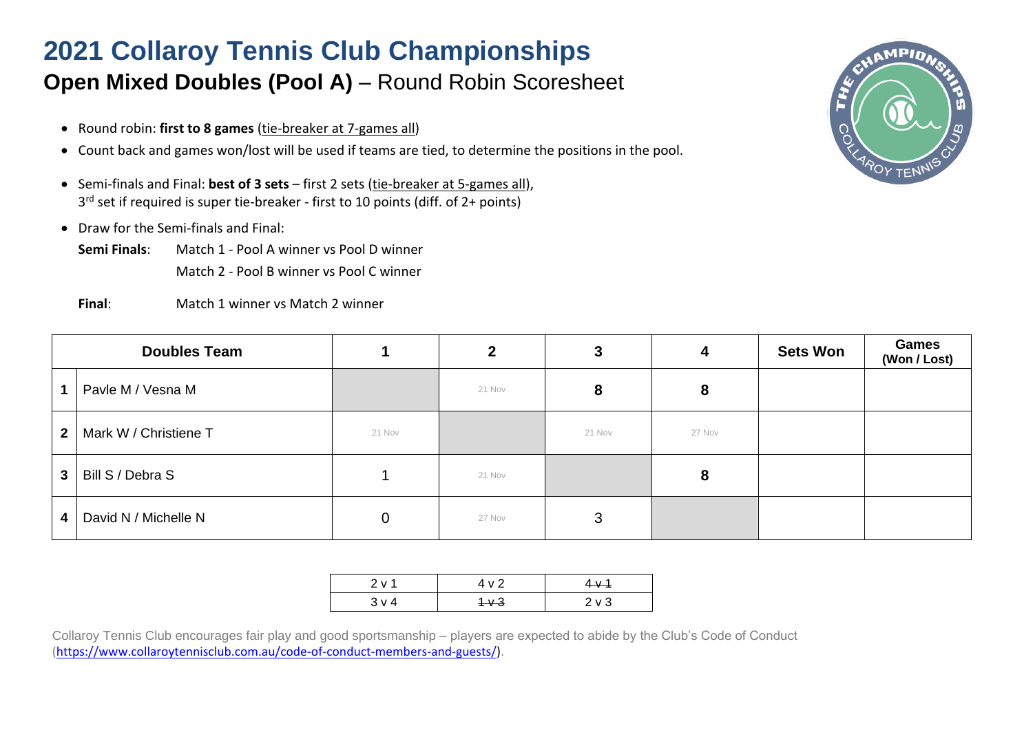# 2021 Collaroy Tennis Club Championships

## **Open Mixed Doubles (Pool A)** – Round Robin Scoresheet

- Round robin: **first to 8 games** (tie-breaker at 7-games all)
- Count back and games won/lost will be used if teams are tied, to determine the positions in the pool.
- Semi-finals and Final: **best of 3 sets** – first 2 sets (tie-breaker at 5-games all), 3rd set if required is super tie-breaker - first to 10 points (diff. of 2+ points)
- Draw for the Semi-finals and Final:

**Semi Finals**: Match 1 - Pool A winner vs Pool D winner

Match 2 - Pool B winner vs Pool C winner

**Final**: Match 1 winner vs Match 2 winner

| | Doubles Team | 1 | 2 | 3 | 4 | Sets Won | Games (Won / Lost) |
|---|---|---|---|---|---|---|---|
| 1 | Pavle M / Vesna M | | 21 Nov | **8** | **8** | | |
| 2 | Mark W / Christiene T | 21 Nov | | 21 Nov | 27 Nov | | |
| 3 | Bill S / Debra S | 1 | 21 Nov | | **8** | | |
| 4 | David N / Michelle N | 0 | 27 Nov | 3 | | | |

| | | |
|---|---|---|
| 2 v 1 | 4 v 2 | ~~4 v 1~~ |
| 3 v 4 | ~~1 v 3~~ | 2 v 3 |

Collaroy Tennis Club encourages fair play and good sportsmanship – players are expected to abide by the Club's Code of Conduct (https://www.collaroytennisclub.com.au/code-of-conduct-members-and-guests/).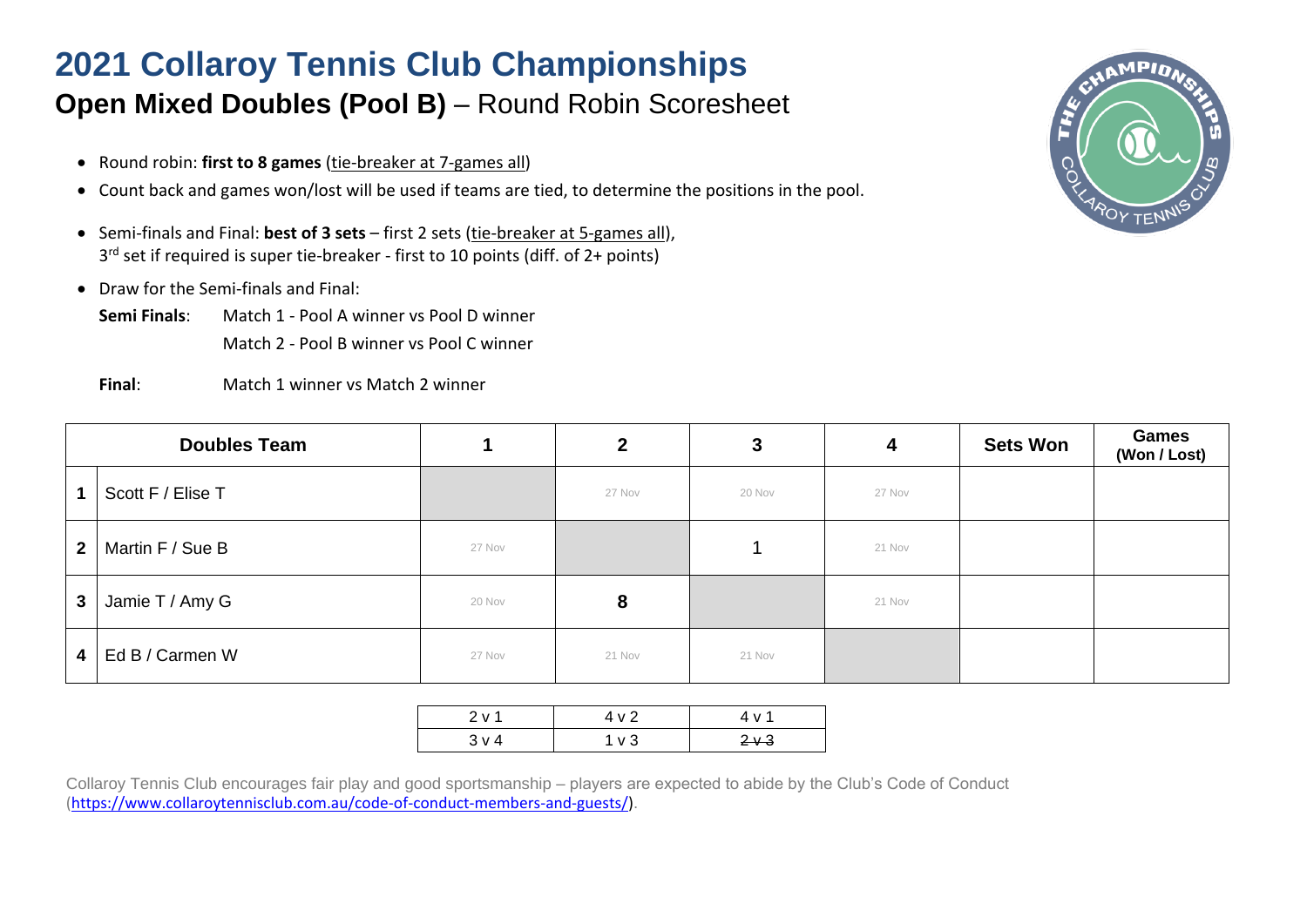# 2021 Collaroy Tennis Club Championships

## **Open Mixed Doubles (Pool B)** – Round Robin Scoresheet

- Round robin: **first to 8 games** (tie-breaker at 7-games all)
- Count back and games won/lost will be used if teams are tied, to determine the positions in the pool.
- Semi-finals and Final: **best of 3 sets** – first 2 sets (tie-breaker at 5-games all), 3rd set if required is super tie-breaker - first to 10 points (diff. of 2+ points)
- Draw for the Semi-finals and Final:

**Semi Finals**: Match 1 - Pool A winner vs Pool D winner
Match 2 - Pool B winner vs Pool C winner

**Final**: Match 1 winner vs Match 2 winner

| | Doubles Team | 1 | 2 | 3 | 4 | Sets Won | Games (Won / Lost) |
|---|---|---|---|---|---|---|---|
| 1 | Scott F / Elise T | | 27 Nov | 20 Nov | 27 Nov | | |
| 2 | Martin F / Sue B | 27 Nov | | 1 | 21 Nov | | |
| 3 | Jamie T / Amy G | 20 Nov | 8 | | 21 Nov | | |
| 4 | Ed B / Carmen W | 27 Nov | 21 Nov | 21 Nov | | | |

| | | |
|---|---|---|
| 2 v 1 | 4 v 2 | 4 v 1 |
| 3 v 4 | 1 v 3 | ~~2 v 3~~ |

Collaroy Tennis Club encourages fair play and good sportsmanship – players are expected to abide by the Club's Code of Conduct (https://www.collaroytennisclub.com.au/code-of-conduct-members-and-guests/).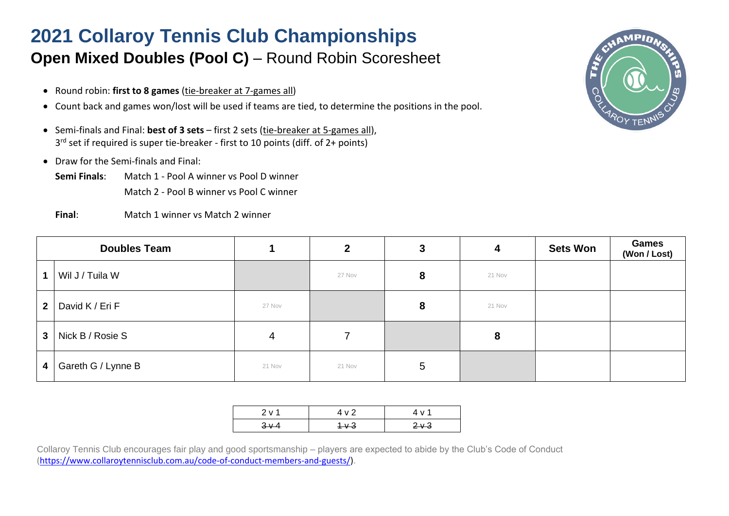# 2021 Collaroy Tennis Club Championships

## **Open Mixed Doubles (Pool C)** – Round Robin Scoresheet

- Round robin: **first to 8 games** (tie-breaker at 7-games all)
- Count back and games won/lost will be used if teams are tied, to determine the positions in the pool.
- Semi-finals and Final: **best of 3 sets** – first 2 sets (tie-breaker at 5-games all), 3rd set if required is super tie-breaker - first to 10 points (diff. of 2+ points)
- Draw for the Semi-finals and Final:

**Semi Finals**: Match 1 - Pool A winner vs Pool D winner
Match 2 - Pool B winner vs Pool C winner

**Final**: Match 1 winner vs Match 2 winner

| | Doubles Team | 1 | 2 | 3 | 4 | Sets Won | Games (Won / Lost) |
|---|---|---|---|---|---|---|---|
| 1 | Wil J / Tuila W | | 27 Nov | **8** | 21 Nov | | |
| 2 | David K / Eri F | 27 Nov | | **8** | 21 Nov | | |
| 3 | Nick B / Rosie S | 4 | 7 | | **8** | | |
| 4 | Gareth G / Lynne B | 21 Nov | 21 Nov | 5 | | | |

| 2 v 1 | 4 v 2 | 4 v 1 |
|---|---|---|
| ~~3 v 4~~ | ~~1 v 3~~ | ~~2 v 3~~ |

Collaroy Tennis Club encourages fair play and good sportsmanship – players are expected to abide by the Club's Code of Conduct (https://www.collaroytennisclub.com.au/code-of-conduct-members-and-guests/).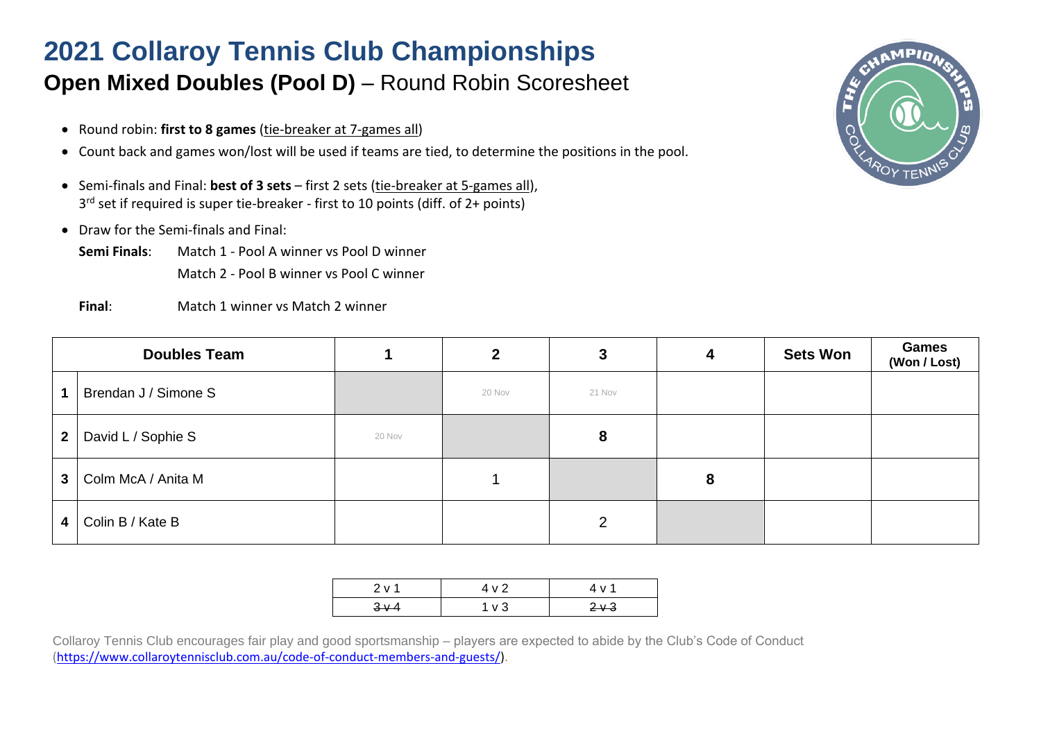# 2021 Collaroy Tennis Club Championships

## Open Mixed Doubles (Pool D) – Round Robin Scoresheet

- Round robin: **first to 8 games** (tie-breaker at 7-games all)
- Count back and games won/lost will be used if teams are tied, to determine the positions in the pool.
- Semi-finals and Final: **best of 3 sets** – first 2 sets (tie-breaker at 5-games all), 3rd set if required is super tie-breaker - first to 10 points (diff. of 2+ points)
- Draw for the Semi-finals and Final:

**Semi Finals**: Match 1 - Pool A winner vs Pool D winner
Match 2 - Pool B winner vs Pool C winner

**Final**: Match 1 winner vs Match 2 winner

| Doubles Team | | 1 | 2 | 3 | 4 | Sets Won | Games (Won / Lost) |
|---|---|---|---|---|---|---|---|
| 1 | Brendan J / Simone S | | 20 Nov | 21 Nov | | | |
| 2 | David L / Sophie S | 20 Nov | | **8** | | | |
| 3 | Colm McA / Anita M | | 1 | | **8** | | |
| 4 | Colin B / Kate B | | | 2 | | | |

| | | |
|---|---|---|
| 2 v 1 | 4 v 2 | 4 v 1 |
| ~~3 v 4~~ | 1 v 3 | ~~2 v 3~~ |

Collaroy Tennis Club encourages fair play and good sportsmanship – players are expected to abide by the Club's Code of Conduct (https://www.collaroytennisclub.com.au/code-of-conduct-members-and-guests/).